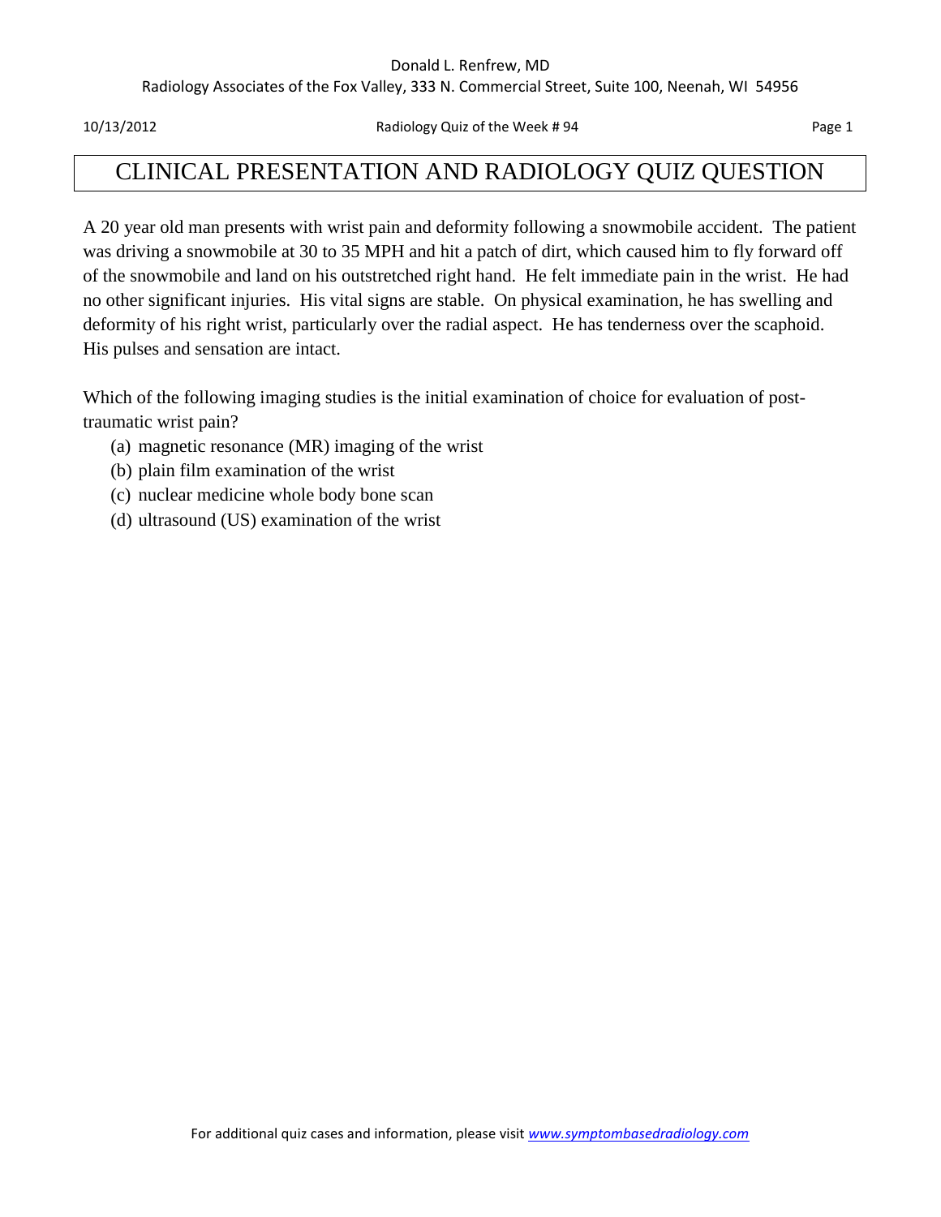# CLINICAL PRESENTATION AND RADIOLOGY QUIZ QUESTION

A 20 year old man presents with wrist pain and deformity following a snowmobile accident. The patient was driving a snowmobile at 30 to 35 MPH and hit a patch of dirt, which caused him to fly forward off of the snowmobile and land on his outstretched right hand. He felt immediate pain in the wrist. He had no other significant injuries. His vital signs are stable. On physical examination, he has swelling and deformity of his right wrist, particularly over the radial aspect. He has tenderness over the scaphoid. His pulses and sensation are intact.

Which of the following imaging studies is the initial examination of choice for evaluation of post-traumatic wrist pain?

(a) magnetic resonance (MR) imaging of the wrist
(b) plain film examination of the wrist
(c) nuclear medicine whole body bone scan
(d) ultrasound (US) examination of the wrist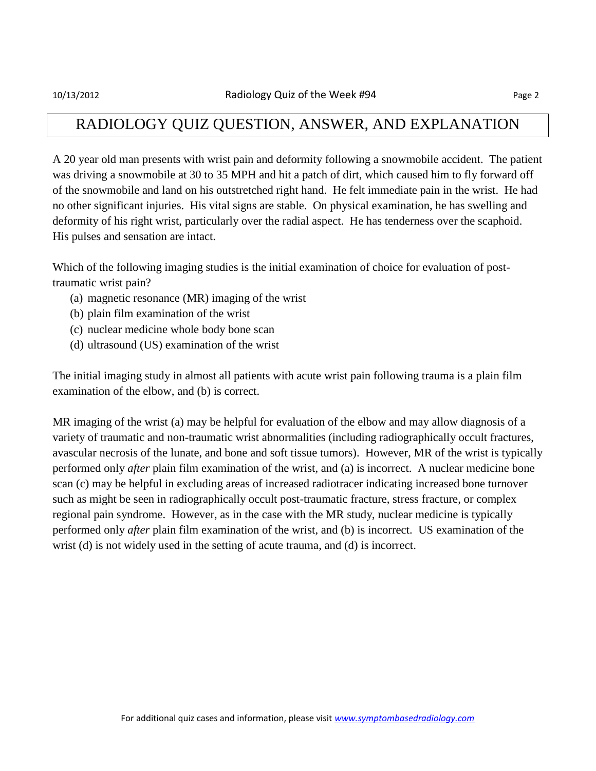# RADIOLOGY QUIZ QUESTION, ANSWER, AND EXPLANATION

A 20 year old man presents with wrist pain and deformity following a snowmobile accident. The patient was driving a snowmobile at 30 to 35 MPH and hit a patch of dirt, which caused him to fly forward off of the snowmobile and land on his outstretched right hand. He felt immediate pain in the wrist. He had no other significant injuries. His vital signs are stable. On physical examination, he has swelling and deformity of his right wrist, particularly over the radial aspect. He has tenderness over the scaphoid. His pulses and sensation are intact.

Which of the following imaging studies is the initial examination of choice for evaluation of post-traumatic wrist pain?

(a) magnetic resonance (MR) imaging of the wrist
(b) plain film examination of the wrist
(c) nuclear medicine whole body bone scan
(d) ultrasound (US) examination of the wrist

The initial imaging study in almost all patients with acute wrist pain following trauma is a plain film examination of the elbow, and (b) is correct.

MR imaging of the wrist (a) may be helpful for evaluation of the elbow and may allow diagnosis of a variety of traumatic and non-traumatic wrist abnormalities (including radiographically occult fractures, avascular necrosis of the lunate, and bone and soft tissue tumors). However, MR of the wrist is typically performed only *after* plain film examination of the wrist, and (a) is incorrect. A nuclear medicine bone scan (c) may be helpful in excluding areas of increased radiotracer indicating increased bone turnover such as might be seen in radiographically occult post-traumatic fracture, stress fracture, or complex regional pain syndrome. However, as in the case with the MR study, nuclear medicine is typically performed only *after* plain film examination of the wrist, and (b) is incorrect. US examination of the wrist (d) is not widely used in the setting of acute trauma, and (d) is incorrect.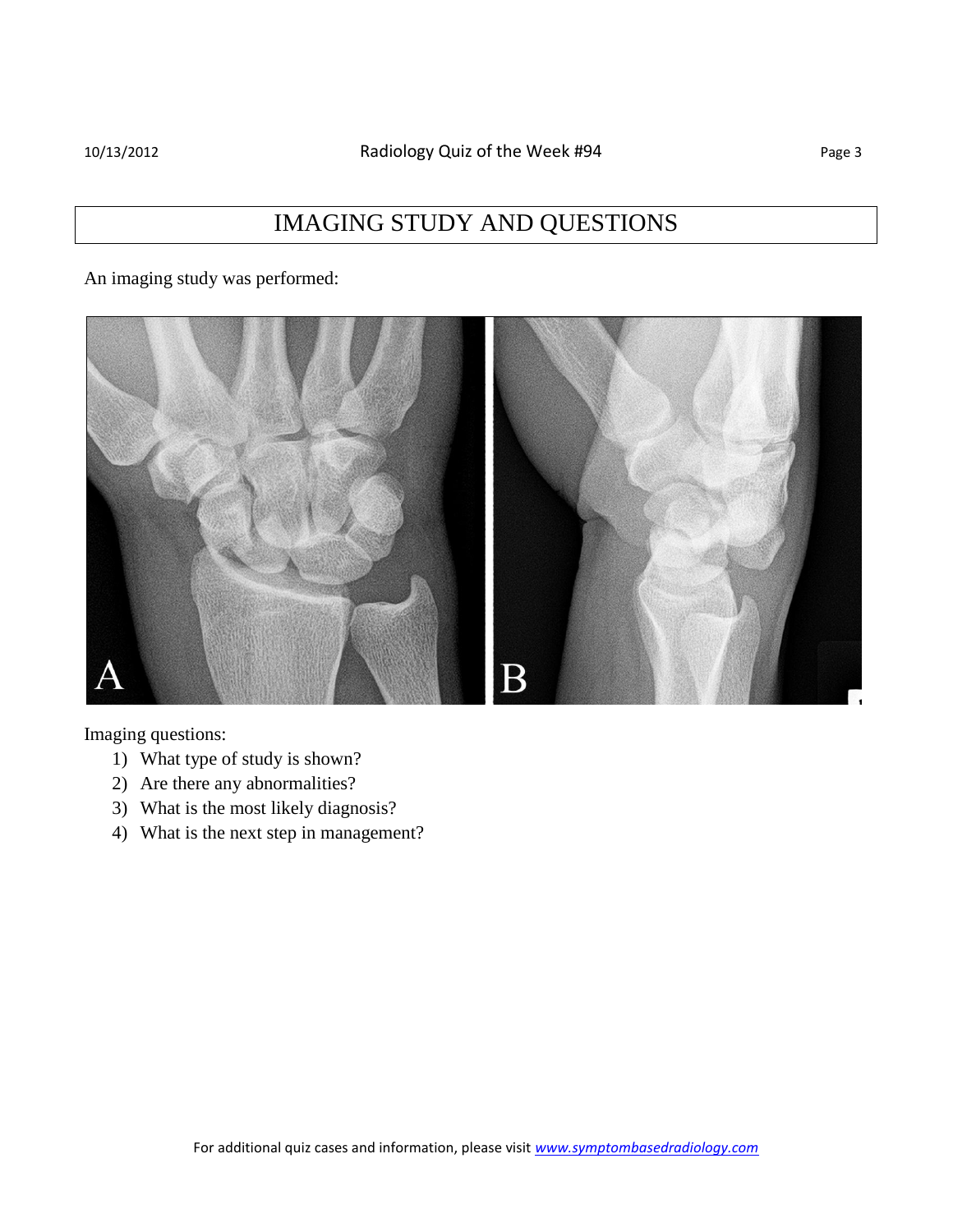# IMAGING STUDY AND QUESTIONS

An imaging study was performed:

Imaging questions:

1) What type of study is shown?
2) Are there any abnormalities?
3) What is the most likely diagnosis?
4) What is the next step in management?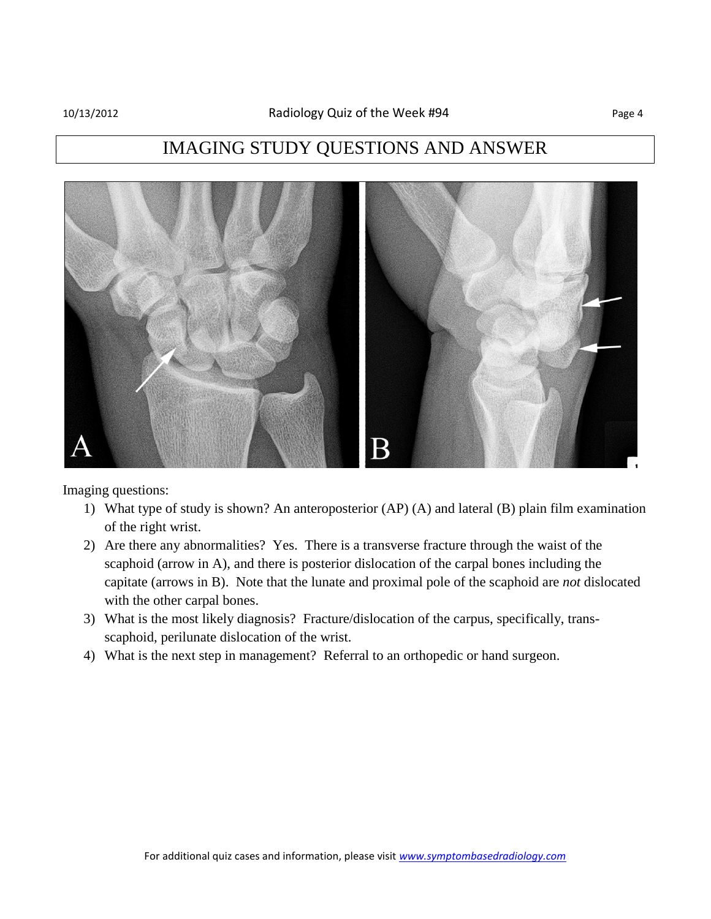## IMAGING STUDY QUESTIONS AND ANSWER

Imaging questions:

1) What type of study is shown? An anteroposterior (AP) (A) and lateral (B) plain film examination of the right wrist.
2) Are there any abnormalities? Yes. There is a transverse fracture through the waist of the scaphoid (arrow in A), and there is posterior dislocation of the carpal bones including the capitate (arrows in B). Note that the lunate and proximal pole of the scaphoid are *not* dislocated with the other carpal bones.
3) What is the most likely diagnosis? Fracture/dislocation of the carpus, specifically, trans-scaphoid, perilunate dislocation of the wrist.
4) What is the next step in management? Referral to an orthopedic or hand surgeon.

For additional quiz cases and information, please visit [www.symptombasedradiology.com](www.symptombasedradiology.com)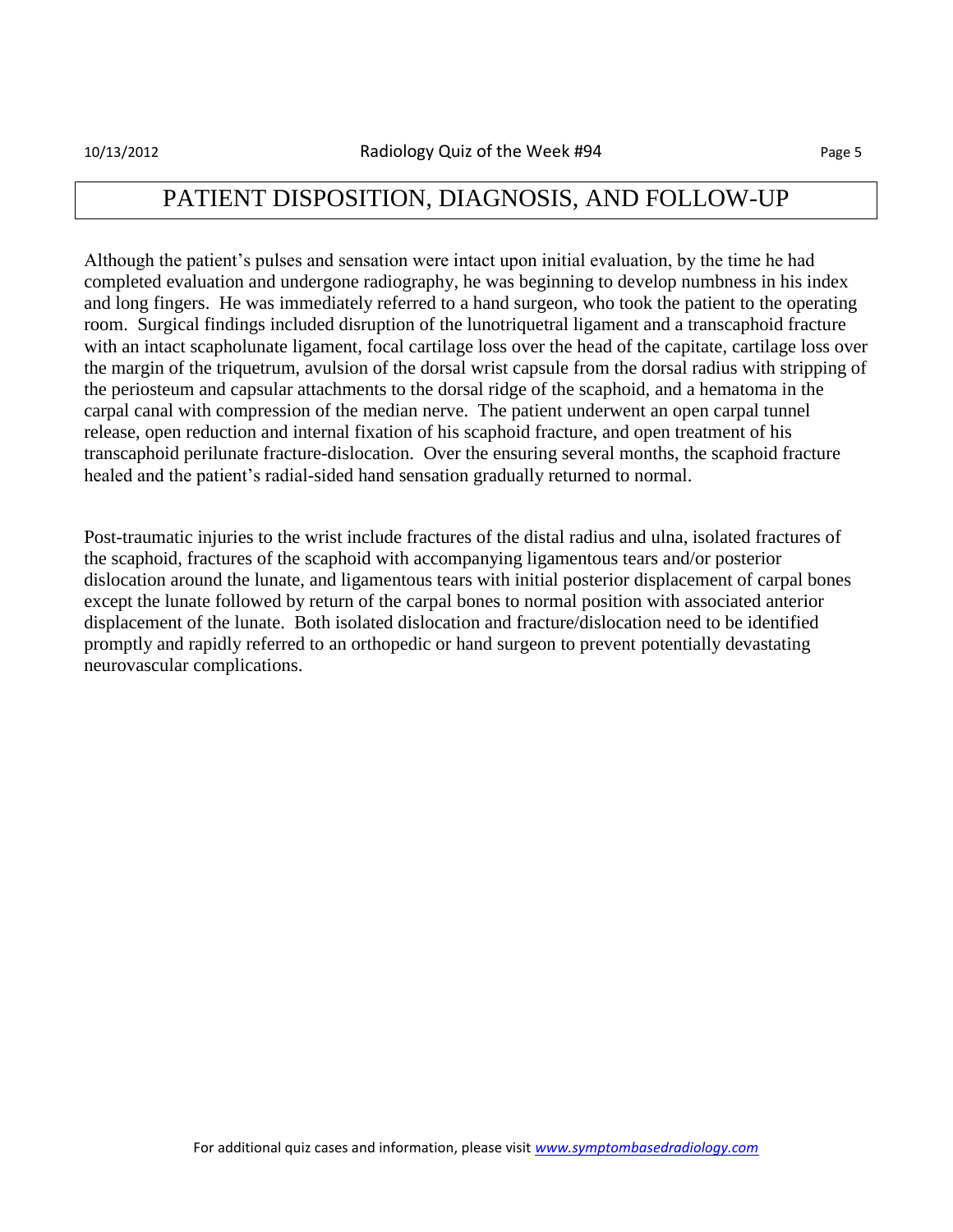# PATIENT DISPOSITION, DIAGNOSIS, AND FOLLOW-UP

Although the patient's pulses and sensation were intact upon initial evaluation, by the time he had completed evaluation and undergone radiography, he was beginning to develop numbness in his index and long fingers. He was immediately referred to a hand surgeon, who took the patient to the operating room. Surgical findings included disruption of the lunotriquetral ligament and a transcaphoid fracture with an intact scapholunate ligament, focal cartilage loss over the head of the capitate, cartilage loss over the margin of the triquetrum, avulsion of the dorsal wrist capsule from the dorsal radius with stripping of the periosteum and capsular attachments to the dorsal ridge of the scaphoid, and a hematoma in the carpal canal with compression of the median nerve. The patient underwent an open carpal tunnel release, open reduction and internal fixation of his scaphoid fracture, and open treatment of his transcaphoid perilunate fracture-dislocation. Over the ensuring several months, the scaphoid fracture healed and the patient's radial-sided hand sensation gradually returned to normal.

Post-traumatic injuries to the wrist include fractures of the distal radius and ulna, isolated fractures of the scaphoid, fractures of the scaphoid with accompanying ligamentous tears and/or posterior dislocation around the lunate, and ligamentous tears with initial posterior displacement of carpal bones except the lunate followed by return of the carpal bones to normal position with associated anterior displacement of the lunate. Both isolated dislocation and fracture/dislocation need to be identified promptly and rapidly referred to an orthopedic or hand surgeon to prevent potentially devastating neurovascular complications.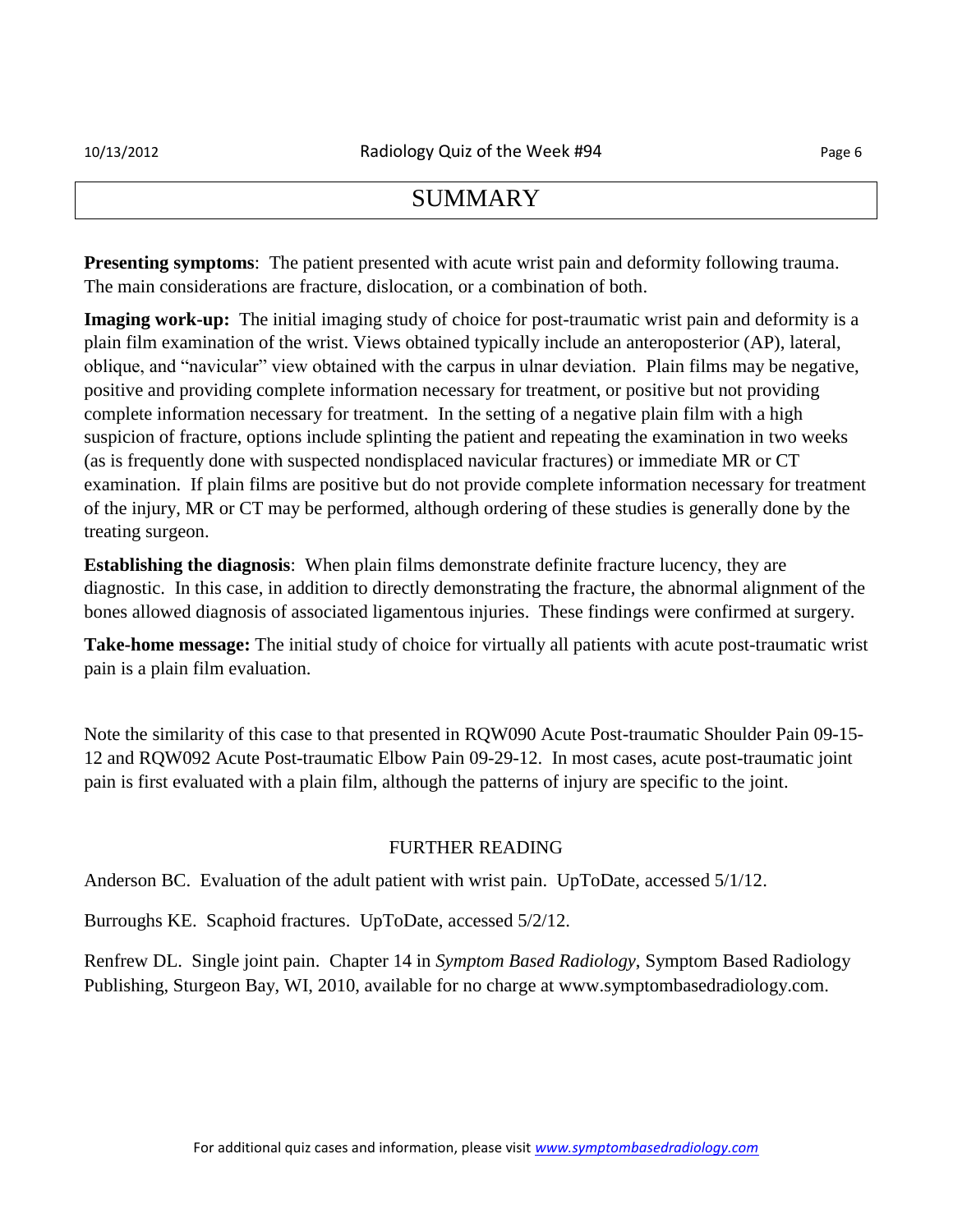# SUMMARY

**Presenting symptoms**: The patient presented with acute wrist pain and deformity following trauma. The main considerations are fracture, dislocation, or a combination of both.

**Imaging work-up:** The initial imaging study of choice for post-traumatic wrist pain and deformity is a plain film examination of the wrist. Views obtained typically include an anteroposterior (AP), lateral, oblique, and "navicular" view obtained with the carpus in ulnar deviation. Plain films may be negative, positive and providing complete information necessary for treatment, or positive but not providing complete information necessary for treatment. In the setting of a negative plain film with a high suspicion of fracture, options include splinting the patient and repeating the examination in two weeks (as is frequently done with suspected nondisplaced navicular fractures) or immediate MR or CT examination. If plain films are positive but do not provide complete information necessary for treatment of the injury, MR or CT may be performed, although ordering of these studies is generally done by the treating surgeon.

**Establishing the diagnosis**: When plain films demonstrate definite fracture lucency, they are diagnostic. In this case, in addition to directly demonstrating the fracture, the abnormal alignment of the bones allowed diagnosis of associated ligamentous injuries. These findings were confirmed at surgery.

**Take-home message:** The initial study of choice for virtually all patients with acute post-traumatic wrist pain is a plain film evaluation.

Note the similarity of this case to that presented in RQW090 Acute Post-traumatic Shoulder Pain 09-15-12 and RQW092 Acute Post-traumatic Elbow Pain 09-29-12. In most cases, acute post-traumatic joint pain is first evaluated with a plain film, although the patterns of injury are specific to the joint.

## FURTHER READING

Anderson BC. Evaluation of the adult patient with wrist pain. UpToDate, accessed 5/1/12.

Burroughs KE. Scaphoid fractures. UpToDate, accessed 5/2/12.

Renfrew DL. Single joint pain. Chapter 14 in *Symptom Based Radiology*, Symptom Based Radiology Publishing, Sturgeon Bay, WI, 2010, available for no charge at www.symptombasedradiology.com.